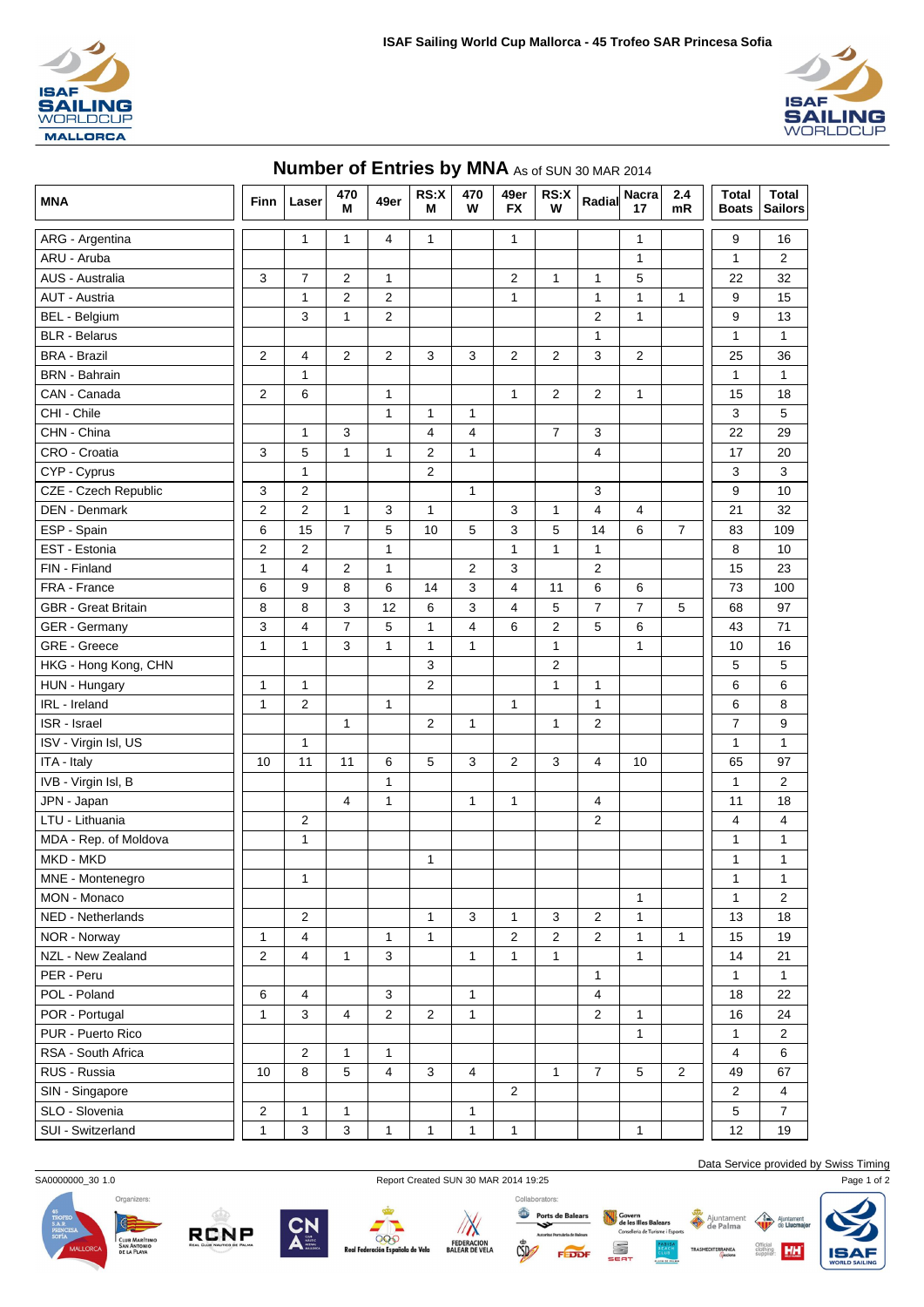ISAF Sailing World Cup Mallorca - 45 Trofeo SAR Princesa Sofia

## Number of Entries by MNA As of SUN 30 MAR 2014

| MNA | Finn | Laser | 470 M | 49er | RS:X M | 470 W | 49er FX | RS:X W | Radial | Nacra 17 | 2.4 mR | Total Boats | Total Sailors |
|---|---|---|---|---|---|---|---|---|---|---|---|---|---|
| ARG - Argentina | | 1 | 1 | 4 | 1 | | 1 | | | 1 | | 9 | 16 |
| ARU - Aruba | | | | | | | | | | 1 | | 1 | 2 |
| AUS - Australia | 3 | 7 | 2 | 1 | | | 2 | 1 | 1 | 5 | | 22 | 32 |
| AUT - Austria | | 1 | 2 | 2 | | | 1 | | 1 | 1 | 1 | 9 | 15 |
| BEL - Belgium | | 3 | 1 | 2 | | | | | 2 | 1 | | 9 | 13 |
| BLR - Belarus | | | | | | | | | 1 | | | 1 | 1 |
| BRA - Brazil | 2 | 4 | 2 | 2 | 3 | 3 | 2 | 2 | 3 | 2 | | 25 | 36 |
| BRN - Bahrain | | 1 | | | | | | | | | | 1 | 1 |
| CAN - Canada | 2 | 6 | | 1 | | | 1 | 2 | 2 | 1 | | 15 | 18 |
| CHI - Chile | | | | 1 | 1 | 1 | | | | | | 3 | 5 |
| CHN - China | | 1 | 3 | | 4 | 4 | | 7 | 3 | | | 22 | 29 |
| CRO - Croatia | 3 | 5 | 1 | 1 | 2 | 1 | | | 4 | | | 17 | 20 |
| CYP - Cyprus | | 1 | | | 2 | | | | | | | 3 | 3 |
| CZE - Czech Republic | 3 | 2 | | | | 1 | | | 3 | | | 9 | 10 |
| DEN - Denmark | 2 | 2 | 1 | 3 | 1 | | 3 | 1 | 4 | 4 | | 21 | 32 |
| ESP - Spain | 6 | 15 | 7 | 5 | 10 | 5 | 3 | 5 | 14 | 6 | 7 | 83 | 109 |
| EST - Estonia | 2 | 2 | | 1 | | | 1 | 1 | 1 | | | 8 | 10 |
| FIN - Finland | 1 | 4 | 2 | 1 | | 2 | 3 | | 2 | | | 15 | 23 |
| FRA - France | 6 | 9 | 8 | 6 | 14 | 3 | 4 | 11 | 6 | 6 | | 73 | 100 |
| GBR - Great Britain | 8 | 8 | 3 | 12 | 6 | 3 | 4 | 5 | 7 | 7 | 5 | 68 | 97 |
| GER - Germany | 3 | 4 | 7 | 5 | 1 | 4 | 6 | 2 | 5 | 6 | | 43 | 71 |
| GRE - Greece | 1 | 1 | 3 | 1 | 1 | 1 | | 1 | | 1 | | 10 | 16 |
| HKG - Hong Kong, CHN | | | | | 3 | | | 2 | | | | 5 | 5 |
| HUN - Hungary | 1 | 1 | | | 2 | | | 1 | 1 | | | 6 | 6 |
| IRL - Ireland | 1 | 2 | | 1 | | | 1 | | 1 | | | 6 | 8 |
| ISR - Israel | | | 1 | | 2 | 1 | | 1 | 2 | | | 7 | 9 |
| ISV - Virgin Isl, US | | 1 | | | | | | | | | | 1 | 1 |
| ITA - Italy | 10 | 11 | 11 | 6 | 5 | 3 | 2 | 3 | 4 | 10 | | 65 | 97 |
| IVB - Virgin Isl, B | | | | 1 | | | | | | | | 1 | 2 |
| JPN - Japan | | | 4 | 1 | | 1 | 1 | | 4 | | | 11 | 18 |
| LTU - Lithuania | | 2 | | | | | | | 2 | | | 4 | 4 |
| MDA - Rep. of Moldova | | 1 | | | | | | | | | | 1 | 1 |
| MKD - MKD | | | | | 1 | | | | | | | 1 | 1 |
| MNE - Montenegro | | 1 | | | | | | | | | | 1 | 1 |
| MON - Monaco | | | | | | | | | | 1 | | 1 | 2 |
| NED - Netherlands | | 2 | | | 1 | 3 | 1 | 3 | 2 | 1 | | 13 | 18 |
| NOR - Norway | 1 | 4 | | 1 | 1 | | 2 | 2 | 2 | 1 | 1 | 15 | 19 |
| NZL - New Zealand | 2 | 4 | 1 | 3 | | 1 | 1 | 1 | | 1 | | 14 | 21 |
| PER - Peru | | | | | | | | | 1 | | | 1 | 1 |
| POL - Poland | 6 | 4 | | 3 | | 1 | | | 4 | | | 18 | 22 |
| POR - Portugal | 1 | 3 | 4 | 2 | 2 | 1 | | | 2 | 1 | | 16 | 24 |
| PUR - Puerto Rico | | | | | | | | | | 1 | | 1 | 2 |
| RSA - South Africa | | 2 | 1 | 1 | | | | | | | | 4 | 6 |
| RUS - Russia | 10 | 8 | 5 | 4 | 3 | 4 | | 1 | 7 | 5 | 2 | 49 | 67 |
| SIN - Singapore | | | | | | | 2 | | | | | 2 | 4 |
| SLO - Slovenia | 2 | 1 | 1 | | | 1 | | | | | | 5 | 7 |
| SUI - Switzerland | 1 | 3 | 3 | 1 | 1 | 1 | 1 | | | 1 | | 12 | 19 |

Data Service provided by Swiss Timing

SA0000000_30 1.0 Report Created SUN 30 MAR 2014 19:25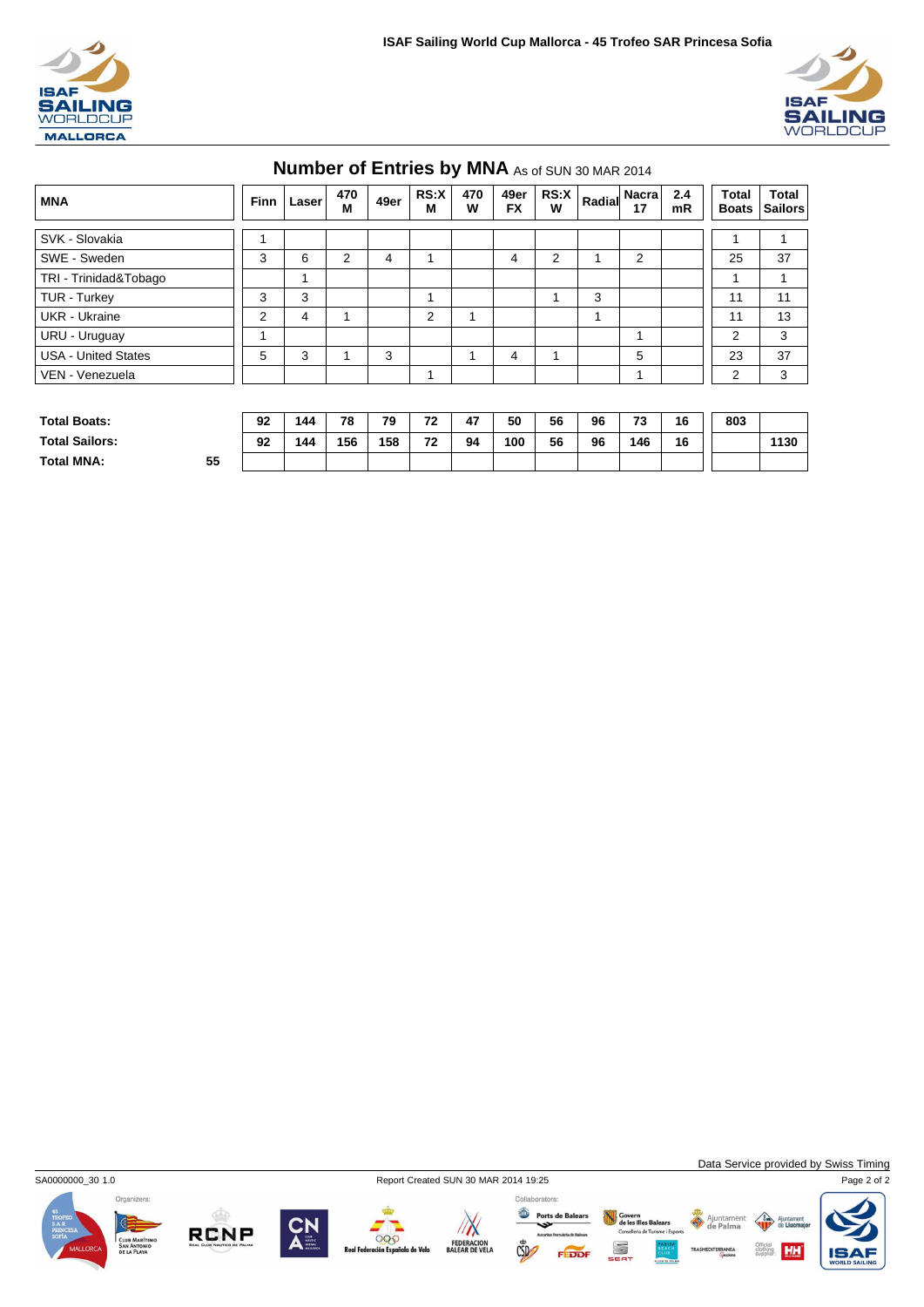## Number of Entries by MNA As of SUN 30 MAR 2014

| MNA | Finn | Laser | 470 M | 49er | RS:X M | 470 W | 49er FX | RS:X W | Radial | Nacra 17 | 2.4 mR | Total Boats | Total Sailors |
|---|---|---|---|---|---|---|---|---|---|---|---|---|---|
| SVK - Slovakia | 1 | | | | | | | | | | | 1 | 1 |
| SWE - Sweden | 3 | 6 | 2 | 4 | 1 | | 4 | 2 | 1 | 2 | | 25 | 37 |
| TRI - Trinidad&Tobago | | 1 | | | | | | | | | | 1 | 1 |
| TUR - Turkey | 3 | 3 | | | 1 | | | 1 | 3 | | | 11 | 11 |
| UKR - Ukraine | 2 | 4 | 1 | | 2 | 1 | | | 1 | | | 11 | 13 |
| URU - Uruguay | 1 | | | | | | | | | 1 | | 2 | 3 |
| USA - United States | 5 | 3 | 1 | 3 | | 1 | 4 | 1 | | 5 | | 23 | 37 |
| VEN - Venezuela | | | | | 1 | | | | | 1 | | 2 | 3 |
| **Total Boats:** | **92** | **144** | **78** | **79** | **72** | **47** | **50** | **56** | **96** | **73** | **16** | **803** | |
| **Total Sailors:** | **92** | **144** | **156** | **158** | **72** | **94** | **100** | **56** | **96** | **146** | **16** | | **1130** |
| **Total MNA: 55** | | | | | | | | | | | | | |

SA0000000_30 1.0

Report Created SUN 30 MAR 2014 19:25

Data Service provided by Swiss Timing